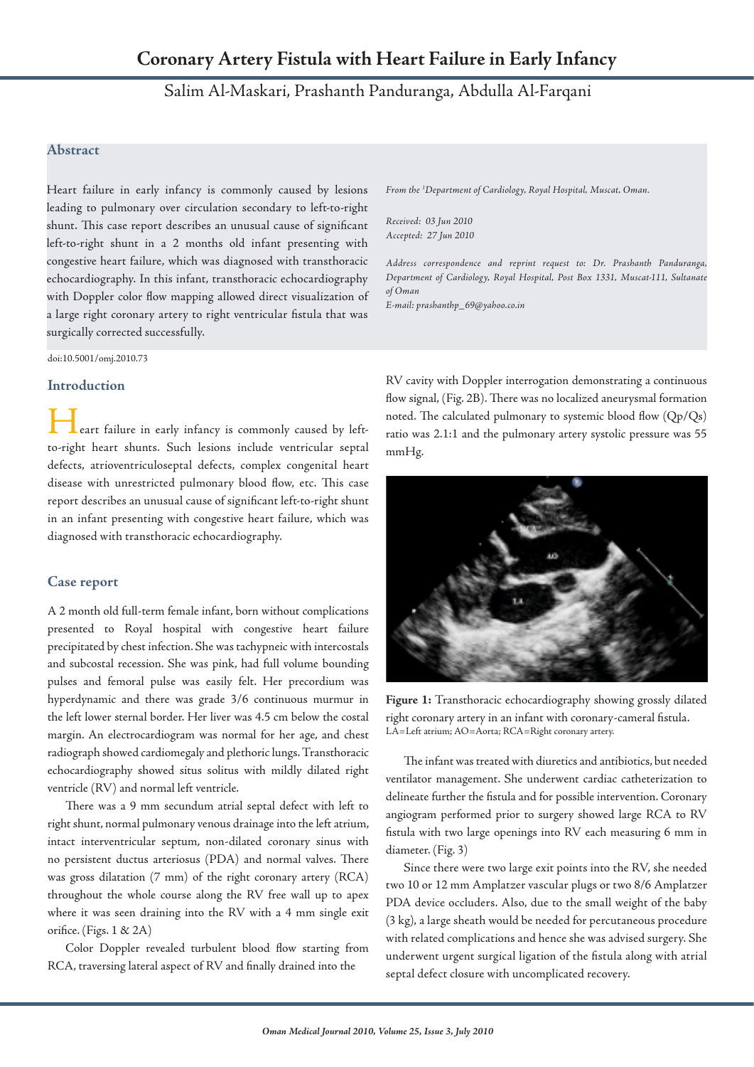# Coronary Artery Fistula with Heart Failure in Early Infancy

Salim Al-Maskari, Prashanth Panduranga, Abdulla Al-Farqani

## Abstract

Heart failure in early infancy is commonly caused by lesions leading to pulmonary over circulation secondary to left-to-right shunt. This case report describes an unusual cause of significant left-to-right shunt in a 2 months old infant presenting with congestive heart failure, which was diagnosed with transthoracic echocardiography. In this infant, transthoracic echocardiography with Doppler color flow mapping allowed direct visualization of a large right coronary artery to right ventricular fistula that was surgically corrected successfully.

*From the [1]Department of Cardiology, Royal Hospital, Muscat, Oman.*

*Received: 03 Jun 2010*
*Accepted: 27 Jun 2010*

*Address correspondence and reprint request to: Dr. Prashanth Panduranga, Department of Cardiology, Royal Hospital, Post Box 1331, Muscat-111, Sultanate of Oman*
*E-mail: prashanthp_69@yahoo.co.in*

doi:10.5001/omj.2010.73

## Introduction

Heart failure in early infancy is commonly caused by left-to-right heart shunts. Such lesions include ventricular septal defects, atrioventriculoseptal defects, complex congenital heart disease with unrestricted pulmonary blood flow, etc. This case report describes an unusual cause of significant left-to-right shunt in an infant presenting with congestive heart failure, which was diagnosed with transthoracic echocardiography.

## Case report

A 2 month old full-term female infant, born without complications presented to Royal hospital with congestive heart failure precipitated by chest infection. She was tachypneic with intercostals and subcostal recession. She was pink, had full volume bounding pulses and femoral pulse was easily felt. Her precordium was hyperdynamic and there was grade 3/6 continuous murmur in the left lower sternal border. Her liver was 4.5 cm below the costal margin. An electrocardiogram was normal for her age, and chest radiograph showed cardiomegaly and plethoric lungs. Transthoracic echocardiography showed situs solitus with mildly dilated right ventricle (RV) and normal left ventricle.

There was a 9 mm secundum atrial septal defect with left to right shunt, normal pulmonary venous drainage into the left atrium, intact interventricular septum, non-dilated coronary sinus with no persistent ductus arteriosus (PDA) and normal valves. There was gross dilatation (7 mm) of the right coronary artery (RCA) throughout the whole course along the RV free wall up to apex where it was seen draining into the RV with a 4 mm single exit orifice. (Figs. 1 & 2A)

Color Doppler revealed turbulent blood flow starting from RCA, traversing lateral aspect of RV and finally drained into the RV cavity with Doppler interrogation demonstrating a continuous flow signal, (Fig. 2B). There was no localized aneurysmal formation noted. The calculated pulmonary to systemic blood flow (Qp/Qs) ratio was 2.1:1 and the pulmonary artery systolic pressure was 55 mmHg.

**Figure 1:** Transthoracic echocardiography showing grossly dilated right coronary artery in an infant with coronary-cameral fistula.
LA=Left atrium; AO=Aorta; RCA=Right coronary artery.

The infant was treated with diuretics and antibiotics, but needed ventilator management. She underwent cardiac catheterization to delineate further the fistula and for possible intervention. Coronary angiogram performed prior to surgery showed large RCA to RV fistula with two large openings into RV each measuring 6 mm in diameter. (Fig. 3)

Since there were two large exit points into the RV, she needed two 10 or 12 mm Amplatzer vascular plugs or two 8/6 Amplatzer PDA device occluders. Also, due to the small weight of the baby (3 kg), a large sheath would be needed for percutaneous procedure with related complications and hence she was advised surgery. She underwent urgent surgical ligation of the fistula along with atrial septal defect closure with uncomplicated recovery.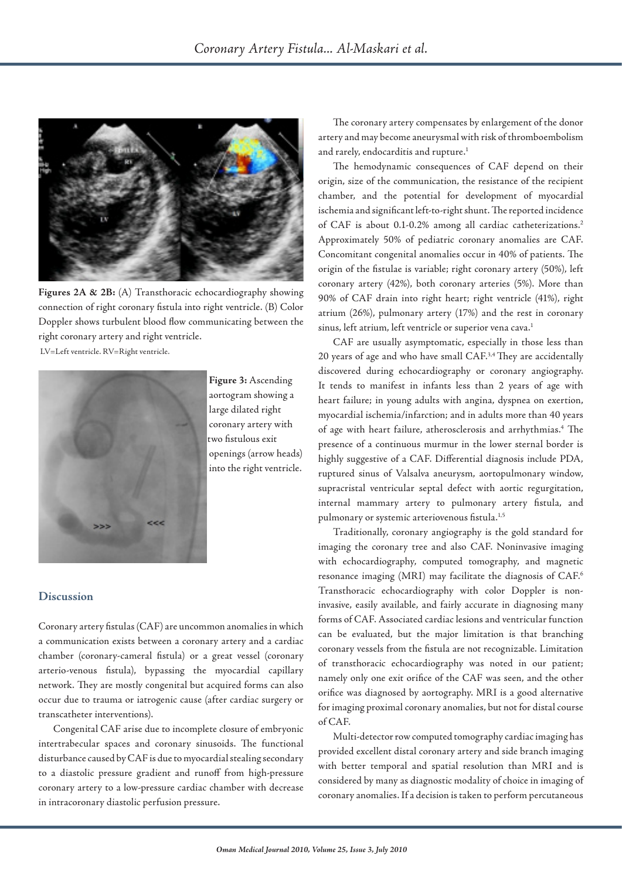**Figures 2A & 2B:** (A) Transthoracic echocardiography showing connection of right coronary fistula into right ventricle. (B) Color Doppler shows turbulent blood flow communicating between the right coronary artery and right ventricle.

LV=Left ventricle. RV=Right ventricle.

**Figure 3:** Ascending aortogram showing a large dilated right coronary artery with two fistulous exit openings (arrow heads) into the right ventricle.

## Discussion

Coronary artery fistulas (CAF) are uncommon anomalies in which a communication exists between a coronary artery and a cardiac chamber (coronary-cameral fistula) or a great vessel (coronary arterio-venous fistula), bypassing the myocardial capillary network. They are mostly congenital but acquired forms can also occur due to trauma or iatrogenic cause (after cardiac surgery or transcatheter interventions).

Congenital CAF arise due to incomplete closure of embryonic intertrabecular spaces and coronary sinusoids. The functional disturbance caused by CAF is due to myocardial stealing secondary to a diastolic pressure gradient and runoff from high-pressure coronary artery to a low-pressure cardiac chamber with decrease in intracoronary diastolic perfusion pressure.

The coronary artery compensates by enlargement of the donor artery and may become aneurysmal with risk of thromboembolism and rarely, endocarditis and rupture.[1]

The hemodynamic consequences of CAF depend on their origin, size of the communication, the resistance of the recipient chamber, and the potential for development of myocardial ischemia and significant left-to-right shunt. The reported incidence of CAF is about 0.1-0.2% among all cardiac catheterizations.[2] Approximately 50% of pediatric coronary anomalies are CAF. Concomitant congenital anomalies occur in 40% of patients. The origin of the fistulae is variable; right coronary artery (50%), left coronary artery (42%), both coronary arteries (5%). More than 90% of CAF drain into right heart; right ventricle (41%), right atrium (26%), pulmonary artery (17%) and the rest in coronary sinus, left atrium, left ventricle or superior vena cava.[1]

CAF are usually asymptomatic, especially in those less than 20 years of age and who have small CAF.[3,4] They are accidentally discovered during echocardiography or coronary angiography. It tends to manifest in infants less than 2 years of age with heart failure; in young adults with angina, dyspnea on exertion, myocardial ischemia/infarction; and in adults more than 40 years of age with heart failure, atherosclerosis and arrhythmias.[4] The presence of a continuous murmur in the lower sternal border is highly suggestive of a CAF. Differential diagnosis include PDA, ruptured sinus of Valsalva aneurysm, aortopulmonary window, supracristal ventricular septal defect with aortic regurgitation, internal mammary artery to pulmonary artery fistula, and pulmonary or systemic arteriovenous fistula.[1,5]

Traditionally, coronary angiography is the gold standard for imaging the coronary tree and also CAF. Noninvasive imaging with echocardiography, computed tomography, and magnetic resonance imaging (MRI) may facilitate the diagnosis of CAF.[6] Transthoracic echocardiography with color Doppler is non-invasive, easily available, and fairly accurate in diagnosing many forms of CAF. Associated cardiac lesions and ventricular function can be evaluated, but the major limitation is that branching coronary vessels from the fistula are not recognizable. Limitation of transthoracic echocardiography was noted in our patient; namely only one exit orifice of the CAF was seen, and the other orifice was diagnosed by aortography. MRI is a good alternative for imaging proximal coronary anomalies, but not for distal course of CAF.

Multi-detector row computed tomography cardiac imaging has provided excellent distal coronary artery and side branch imaging with better temporal and spatial resolution than MRI and is considered by many as diagnostic modality of choice in imaging of coronary anomalies. If a decision is taken to perform percutaneous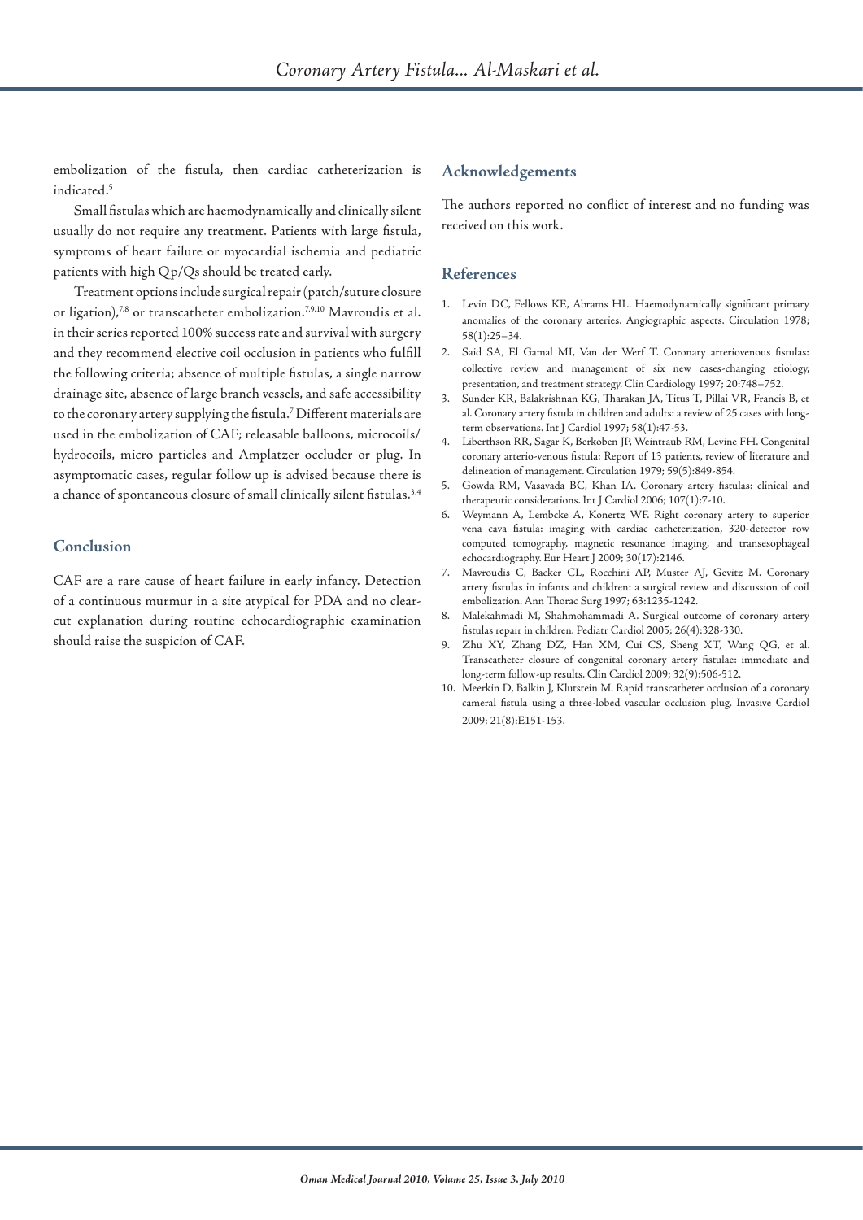embolization of the fistula, then cardiac catheterization is indicated.[5]

Small fistulas which are haemodynamically and clinically silent usually do not require any treatment. Patients with large fistula, symptoms of heart failure or myocardial ischemia and pediatric patients with high Qp/Qs should be treated early.

Treatment options include surgical repair (patch/suture closure or ligation),[7,8] or transcatheter embolization.[7,9,10] Mavroudis et al. in their series reported 100% success rate and survival with surgery and they recommend elective coil occlusion in patients who fulfill the following criteria; absence of multiple fistulas, a single narrow drainage site, absence of large branch vessels, and safe accessibility to the coronary artery supplying the fistula.[7] Different materials are used in the embolization of CAF; releasable balloons, microcoils/ hydrocoils, micro particles and Amplatzer occluder or plug. In asymptomatic cases, regular follow up is advised because there is a chance of spontaneous closure of small clinically silent fistulas.[3,4]

## Conclusion

CAF are a rare cause of heart failure in early infancy. Detection of a continuous murmur in a site atypical for PDA and no clear-cut explanation during routine echocardiographic examination should raise the suspicion of CAF.

## Acknowledgements

The authors reported no conflict of interest and no funding was received on this work.

## References

1. Levin DC, Fellows KE, Abrams HL. Haemodynamically significant primary anomalies of the coronary arteries. Angiographic aspects. Circulation 1978; 58(1):25–34.
2. Said SA, El Gamal MI, Van der Werf T. Coronary arteriovenous fistulas: collective review and management of six new cases-changing etiology, presentation, and treatment strategy. Clin Cardiology 1997; 20:748–752.
3. Sunder KR, Balakrishnan KG, Tharakan JA, Titus T, Pillai VR, Francis B, et al. Coronary artery fistula in children and adults: a review of 25 cases with long-term observations. Int J Cardiol 1997; 58(1):47-53.
4. Liberthson RR, Sagar K, Berkoben JP, Weintraub RM, Levine FH. Congenital coronary arterio-venous fistula: Report of 13 patients, review of literature and delineation of management. Circulation 1979; 59(5):849-854.
5. Gowda RM, Vasavada BC, Khan IA. Coronary artery fistulas: clinical and therapeutic considerations. Int J Cardiol 2006; 107(1):7-10.
6. Weymann A, Lembcke A, Konertz WF. Right coronary artery to superior vena cava fistula: imaging with cardiac catheterization, 320-detector row computed tomography, magnetic resonance imaging, and transesophageal echocardiography. Eur Heart J 2009; 30(17):2146.
7. Mavroudis C, Backer CL, Rocchini AP, Muster AJ, Gevitz M. Coronary artery fistulas in infants and children: a surgical review and discussion of coil embolization. Ann Thorac Surg 1997; 63:1235-1242.
8. Malekahmadi M, Shahmohammadi A. Surgical outcome of coronary artery fistulas repair in children. Pediatr Cardiol 2005; 26(4):328-330.
9. Zhu XY, Zhang DZ, Han XM, Cui CS, Sheng XT, Wang QG, et al. Transcatheter closure of congenital coronary artery fistulae: immediate and long-term follow-up results. Clin Cardiol 2009; 32(9):506-512.
10. Meerkin D, Balkin J, Klutstein M. Rapid transcatheter occlusion of a coronary cameral fistula using a three-lobed vascular occlusion plug. Invasive Cardiol 2009; 21(8):E151-153.